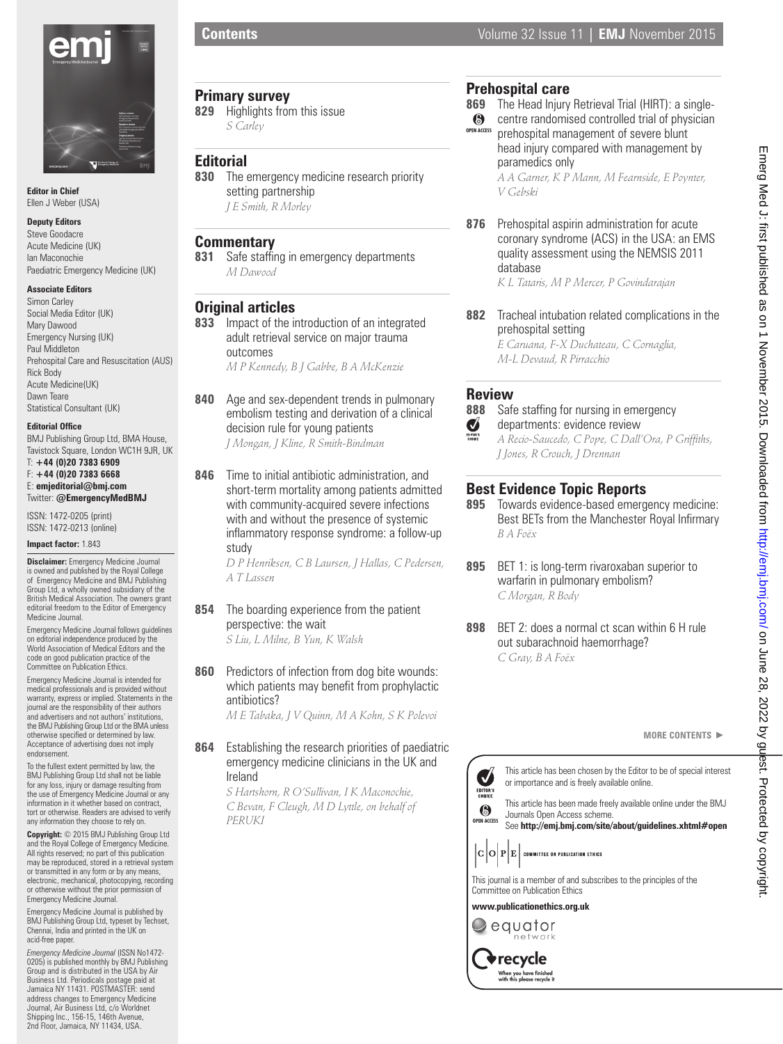**Editor in Chief**
Ellen J Weber (USA)

**Deputy Editors**
Steve Goodacre
Acute Medicine (UK)
Ian Maconochie
Paediatric Emergency Medicine (UK)

**Associate Editors**
Simon Carley
Social Media Editor (UK)
Mary Dawood
Emergency Nursing (UK)
Paul Middleton
Prehospital Care and Resuscitation (AUS)
Rick Body
Acute Medicine(UK)
Dawn Teare
Statistical Consultant (UK)

**Editorial Office**
BMJ Publishing Group Ltd, BMA House, Tavistock Square, London WC1H 9JR, UK
T: **+44 (0)20 7383 6909**
F: **+44 (0)20 7383 6668**
E: **emjeditorial@bmj.com**
Twitter: **@EmergencyMedBMJ**

ISSN: 1472-0205 (print)
ISSN: 1472-0213 (online)

**Impact factor:** 1.843

**Disclaimer:** Emergency Medicine Journal is owned and published by the Royal College of Emergency Medicine and BMJ Publishing Group Ltd, a wholly owned subsidiary of the British Medical Association. The owners grant editorial freedom to the Editor of Emergency Medicine Journal.

Emergency Medicine Journal follows guidelines on editorial independence produced by the World Association of Medical Editors and the code on good publication practice of the Committee on Publication Ethics.

Emergency Medicine Journal is intended for medical professionals and is provided without warranty, express or implied. Statements in the journal are the responsibility of their authors and advertisers and not authors' institutions, the BMJ Publishing Group Ltd or the BMA unless otherwise specified or determined by law. Acceptance of advertising does not imply endorsement.

To the fullest extent permitted by law, the BMJ Publishing Group Ltd shall not be liable for any loss, injury or damage resulting from the use of Emergency Medicine Journal or any information in it whether based on contract, tort or otherwise. Readers are advised to verify any information they choose to rely on.

**Copyright:** © 2015 BMJ Publishing Group Ltd and the Royal College of Emergency Medicine. All rights reserved; no part of this publication may be reproduced, stored in a retrieval system or transmitted in any form or by any means, electronic, mechanical, photocopying, recording or otherwise without the prior permission of Emergency Medicine Journal.

Emergency Medicine Journal is published by BMJ Publishing Group Ltd, typeset by Techset, Chennai, India and printed in the UK on acid-free paper.

*Emergency Medicine Journal* (ISSN No1472-0205) is published monthly by BMJ Publishing Group and is distributed in the USA by Air Business Ltd. Periodicals postage paid at Jamaica NY 11431. POSTMASTER: send address changes to Emergency Medicine Journal, Air Business Ltd, c/o Worldnet Shipping Inc., 156-15, 146th Avenue, 2nd Floor, Jamaica, NY 11434, USA.

# Contents

## Primary survey

**829** Highlights from this issue
*S Carley*

## Editorial

**830** The emergency medicine research priority setting partnership
*J E Smith, R Morley*

## Commentary

**831** Safe staffing in emergency departments
*M Dawood*

## Original articles

**833** Impact of the introduction of an integrated adult retrieval service on major trauma outcomes
*M P Kennedy, B J Gabbe, B A McKenzie*

**840** Age and sex-dependent trends in pulmonary embolism testing and derivation of a clinical decision rule for young patients
*J Mongan, J Kline, R Smith-Bindman*

**846** Time to initial antibiotic administration, and short-term mortality among patients admitted with community-acquired severe infections with and without the presence of systemic inflammatory response syndrome: a follow-up study
*D P Henriksen, C B Laursen, J Hallas, C Pedersen, A T Lassen*

**854** The boarding experience from the patient perspective: the wait
*S Liu, L Milne, B Yun, K Walsh*

**860** Predictors of infection from dog bite wounds: which patients may benefit from prophylactic antibiotics?
*M E Tabaka, J V Quinn, M A Kohn, S K Polevoi*

**864** Establishing the research priorities of paediatric emergency medicine clinicians in the UK and Ireland
*S Hartshorn, R O'Sullivan, I K Maconochie, C Bevan, F Cleugh, M D Lyttle, on behalf of PERUKI*

## Prehospital care

**869** (OPEN ACCESS) The Head Injury Retrieval Trial (HIRT): a single-centre randomised controlled trial of physician prehospital management of severe blunt head injury compared with management by paramedics only
*A A Garner, K P Mann, M Fearnside, E Poynter, V Gebski*

**876** Prehospital aspirin administration for acute coronary syndrome (ACS) in the USA: an EMS quality assessment using the NEMSIS 2011 database
*K L Tataris, M P Mercer, P Govindarajan*

**882** Tracheal intubation related complications in the prehospital setting
*E Caruana, F-X Duchateau, C Cornaglia, M-L Devaud, R Pirracchio*

## Review

**888** (EDITOR'S CHOICE) Safe staffing for nursing in emergency departments: evidence review
*A Recio-Saucedo, C Pope, C Dall'Ora, P Griffiths, J Jones, R Crouch, J Drennan*

## Best Evidence Topic Reports

**895** Towards evidence-based emergency medicine: Best BETs from the Manchester Royal Infirmary
*B A Foëx*

**895** BET 1: is long-term rivaroxaban superior to warfarin in pulmonary embolism?
*C Morgan, R Body*

**898** BET 2: does a normal ct scan within 6 H rule out subarachnoid haemorrhage?
*C Gray, B A Foëx*

MORE CONTENTS ►

EDITOR'S CHOICE: This article has been chosen by the Editor to be of special interest or importance and is freely available online.

OPEN ACCESS: This article has been made freely available online under the BMJ Journals Open Access scheme.
See **http://emj.bmj.com/site/about/guidelines.xhtml#open**

COPE — COMMITTEE ON PUBLICATION ETHICS

This journal is a member of and subscribes to the principles of the Committee on Publication Ethics

**www.publicationethics.org.uk**

equator network

recycle — When you have finished with this please recycle it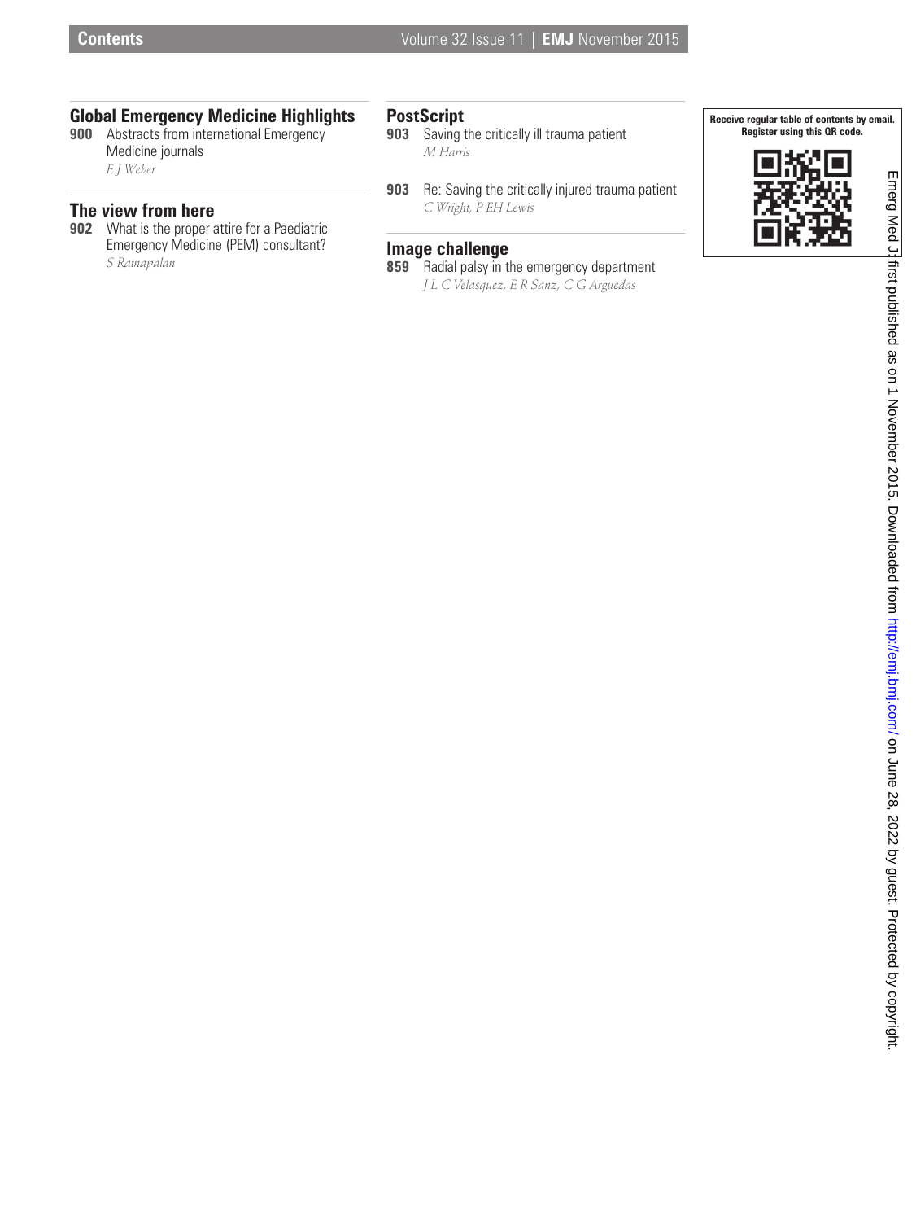## Global Emergency Medicine Highlights

**900** Abstracts from international Emergency Medicine journals
*E J Weber*

## The view from here

**902** What is the proper attire for a Paediatric Emergency Medicine (PEM) consultant?
*S Ratnapalan*

## PostScript

**903** Saving the critically ill trauma patient
*M Harris*

**903** Re: Saving the critically injured trauma patient
*C Wright, P EH Lewis*

## Image challenge

**859** Radial palsy in the emergency department
*J L C Velasquez, E R Sanz, C G Arguedas*

**Receive regular table of contents by email. Register using this QR code.**